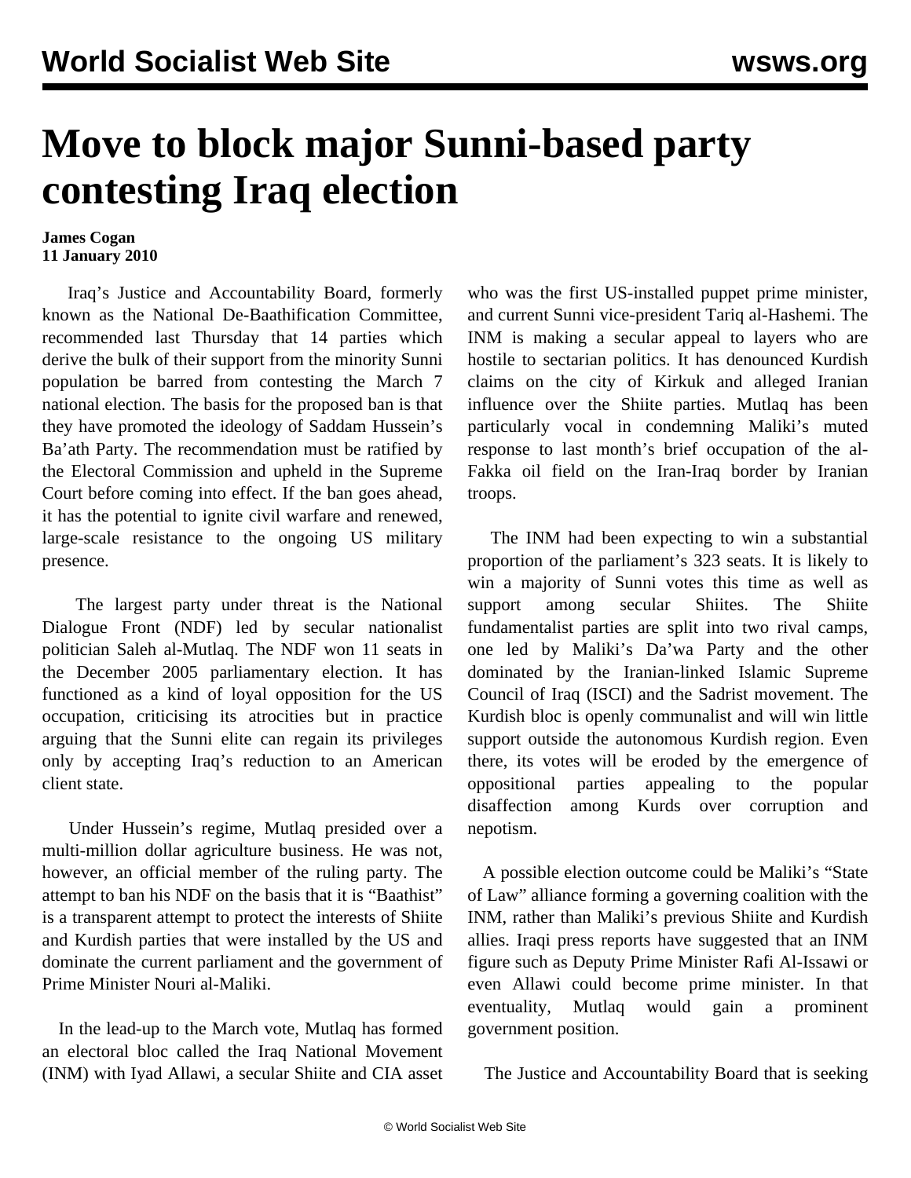# Move to block major Sunni-based party contesting Iraq election

**James Cogan**
**11 January 2010**

Iraq's Justice and Accountability Board, formerly known as the National De-Baathification Committee, recommended last Thursday that 14 parties which derive the bulk of their support from the minority Sunni population be barred from contesting the March 7 national election. The basis for the proposed ban is that they have promoted the ideology of Saddam Hussein's Ba'ath Party. The recommendation must be ratified by the Electoral Commission and upheld in the Supreme Court before coming into effect. If the ban goes ahead, it has the potential to ignite civil warfare and renewed, large-scale resistance to the ongoing US military presence.

The largest party under threat is the National Dialogue Front (NDF) led by secular nationalist politician Saleh al-Mutlaq. The NDF won 11 seats in the December 2005 parliamentary election. It has functioned as a kind of loyal opposition for the US occupation, criticising its atrocities but in practice arguing that the Sunni elite can regain its privileges only by accepting Iraq's reduction to an American client state.

Under Hussein's regime, Mutlaq presided over a multi-million dollar agriculture business. He was not, however, an official member of the ruling party. The attempt to ban his NDF on the basis that it is "Baathist" is a transparent attempt to protect the interests of Shiite and Kurdish parties that were installed by the US and dominate the current parliament and the government of Prime Minister Nouri al-Maliki.

In the lead-up to the March vote, Mutlaq has formed an electoral bloc called the Iraq National Movement (INM) with Iyad Allawi, a secular Shiite and CIA asset who was the first US-installed puppet prime minister, and current Sunni vice-president Tariq al-Hashemi. The INM is making a secular appeal to layers who are hostile to sectarian politics. It has denounced Kurdish claims on the city of Kirkuk and alleged Iranian influence over the Shiite parties. Mutlaq has been particularly vocal in condemning Maliki's muted response to last month's brief occupation of the al-Fakka oil field on the Iran-Iraq border by Iranian troops.

The INM had been expecting to win a substantial proportion of the parliament's 323 seats. It is likely to win a majority of Sunni votes this time as well as support among secular Shiites. The Shiite fundamentalist parties are split into two rival camps, one led by Maliki's Da'wa Party and the other dominated by the Iranian-linked Islamic Supreme Council of Iraq (ISCI) and the Sadrist movement. The Kurdish bloc is openly communalist and will win little support outside the autonomous Kurdish region. Even there, its votes will be eroded by the emergence of oppositional parties appealing to the popular disaffection among Kurds over corruption and nepotism.

A possible election outcome could be Maliki's "State of Law" alliance forming a governing coalition with the INM, rather than Maliki's previous Shiite and Kurdish allies. Iraqi press reports have suggested that an INM figure such as Deputy Prime Minister Rafi Al-Issawi or even Allawi could become prime minister. In that eventuality, Mutlaq would gain a prominent government position.

The Justice and Accountability Board that is seeking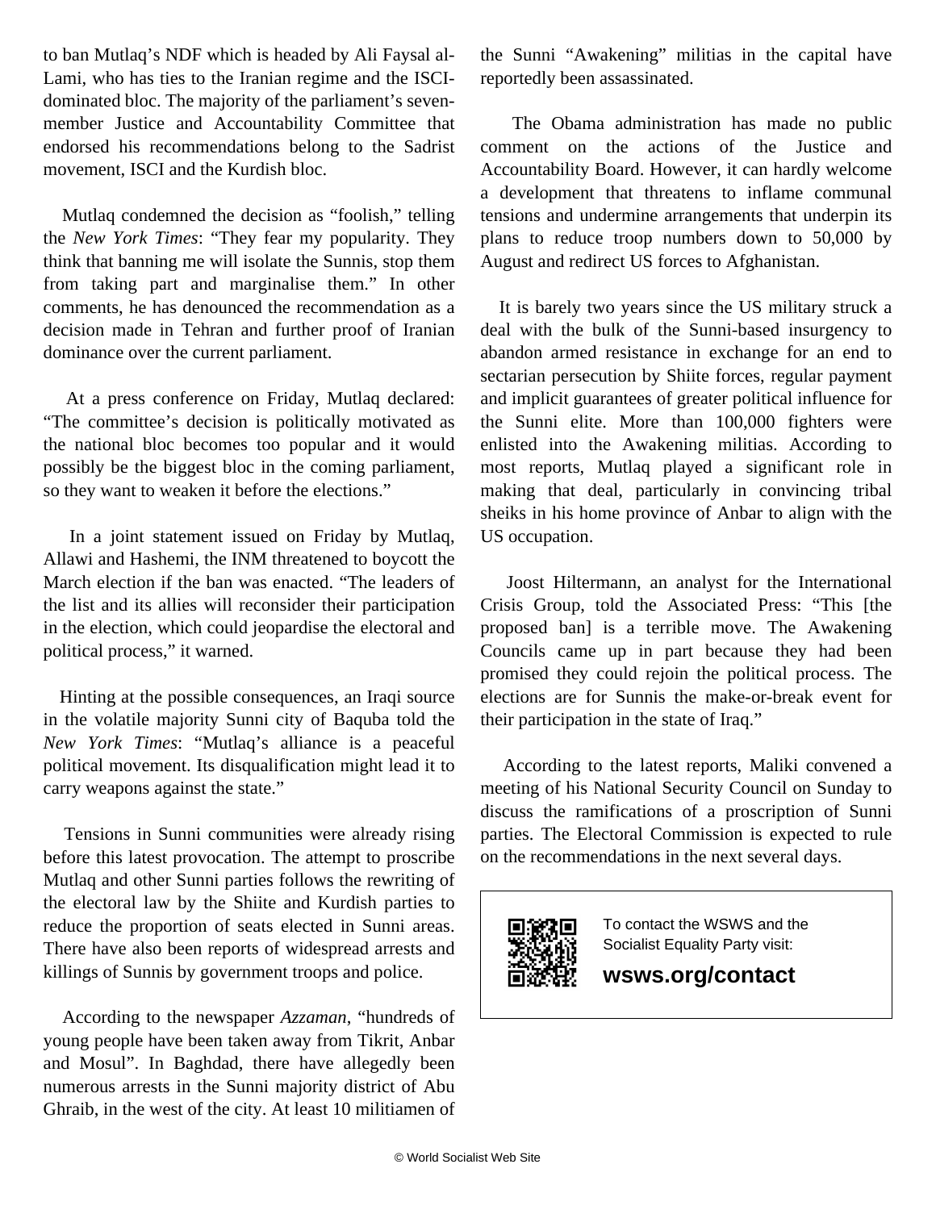to ban Mutlaq's NDF which is headed by Ali Faysal al-Lami, who has ties to the Iranian regime and the ISCI-dominated bloc. The majority of the parliament's seven-member Justice and Accountability Committee that endorsed his recommendations belong to the Sadrist movement, ISCI and the Kurdish bloc.

Mutlaq condemned the decision as "foolish," telling the *New York Times*: "They fear my popularity. They think that banning me will isolate the Sunnis, stop them from taking part and marginalise them." In other comments, he has denounced the recommendation as a decision made in Tehran and further proof of Iranian dominance over the current parliament.

At a press conference on Friday, Mutlaq declared: "The committee's decision is politically motivated as the national bloc becomes too popular and it would possibly be the biggest bloc in the coming parliament, so they want to weaken it before the elections."

In a joint statement issued on Friday by Mutlaq, Allawi and Hashemi, the INM threatened to boycott the March election if the ban was enacted. "The leaders of the list and its allies will reconsider their participation in the election, which could jeopardise the electoral and political process," it warned.

Hinting at the possible consequences, an Iraqi source in the volatile majority Sunni city of Baquba told the *New York Times*: "Mutlaq's alliance is a peaceful political movement. Its disqualification might lead it to carry weapons against the state."

Tensions in Sunni communities were already rising before this latest provocation. The attempt to proscribe Mutlaq and other Sunni parties follows the rewriting of the electoral law by the Shiite and Kurdish parties to reduce the proportion of seats elected in Sunni areas. There have also been reports of widespread arrests and killings of Sunnis by government troops and police.

According to the newspaper *Azzaman*, "hundreds of young people have been taken away from Tikrit, Anbar and Mosul". In Baghdad, there have allegedly been numerous arrests in the Sunni majority district of Abu Ghraib, in the west of the city. At least 10 militiamen of the Sunni "Awakening" militias in the capital have reportedly been assassinated.

The Obama administration has made no public comment on the actions of the Justice and Accountability Board. However, it can hardly welcome a development that threatens to inflame communal tensions and undermine arrangements that underpin its plans to reduce troop numbers down to 50,000 by August and redirect US forces to Afghanistan.

It is barely two years since the US military struck a deal with the bulk of the Sunni-based insurgency to abandon armed resistance in exchange for an end to sectarian persecution by Shiite forces, regular payment and implicit guarantees of greater political influence for the Sunni elite. More than 100,000 fighters were enlisted into the Awakening militias. According to most reports, Mutlaq played a significant role in making that deal, particularly in convincing tribal sheiks in his home province of Anbar to align with the US occupation.

Joost Hiltermann, an analyst for the International Crisis Group, told the Associated Press: "This [the proposed ban] is a terrible move. The Awakening Councils came up in part because they had been promised they could rejoin the political process. The elections are for Sunnis the make-or-break event for their participation in the state of Iraq."

According to the latest reports, Maliki convened a meeting of his National Security Council on Sunday to discuss the ramifications of a proscription of Sunni parties. The Electoral Commission is expected to rule on the recommendations in the next several days.

To contact the WSWS and the Socialist Equality Party visit:

**wsws.org/contact**